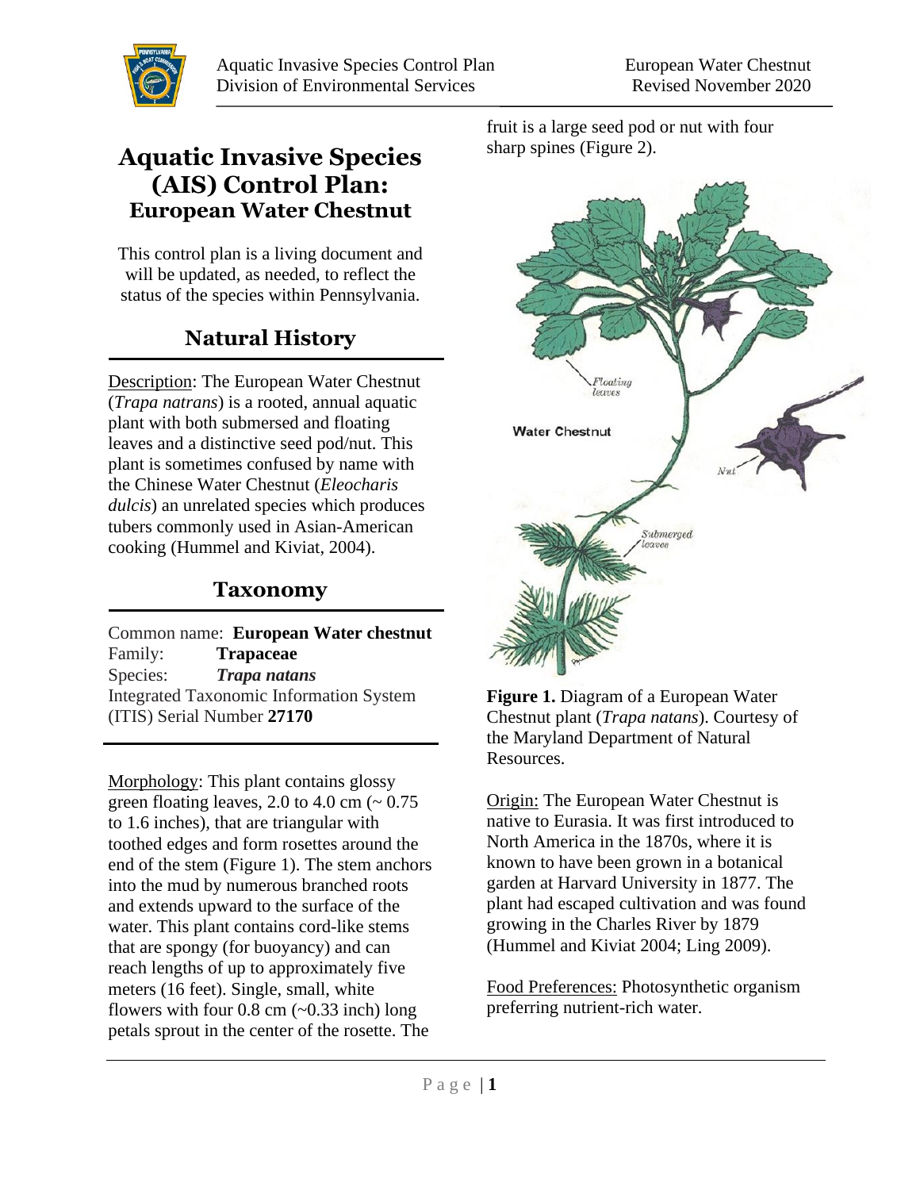# Aquatic Invasive Species (AIS) Control Plan: European Water Chestnut

This control plan is a living document and will be updated, as needed, to reflect the status of the species within Pennsylvania.

## Natural History

Description: The European Water Chestnut (*Trapa natrans*) is a rooted, annual aquatic plant with both submersed and floating leaves and a distinctive seed pod/nut. This plant is sometimes confused by name with the Chinese Water Chestnut (*Eleocharis dulcis*) an unrelated species which produces tubers commonly used in Asian-American cooking (Hummel and Kiviat, 2004).

## Taxonomy

Common name: **European Water chestnut**
Family: **Trapaceae**
Species: ***Trapa natans***
Integrated Taxonomic Information System (ITIS) Serial Number **27170**

Morphology: This plant contains glossy green floating leaves, 2.0 to 4.0 cm (~ 0.75 to 1.6 inches), that are triangular with toothed edges and form rosettes around the end of the stem (Figure 1). The stem anchors into the mud by numerous branched roots and extends upward to the surface of the water. This plant contains cord-like stems that are spongy (for buoyancy) and can reach lengths of up to approximately five meters (16 feet). Single, small, white flowers with four 0.8 cm (~0.33 inch) long petals sprout in the center of the rosette. The fruit is a large seed pod or nut with four sharp spines (Figure 2).

**Figure 1.** Diagram of a European Water Chestnut plant (*Trapa natans*). Courtesy of the Maryland Department of Natural Resources.

Origin: The European Water Chestnut is native to Eurasia. It was first introduced to North America in the 1870s, where it is known to have been grown in a botanical garden at Harvard University in 1877. The plant had escaped cultivation and was found growing in the Charles River by 1879 (Hummel and Kiviat 2004; Ling 2009).

Food Preferences: Photosynthetic organism preferring nutrient-rich water.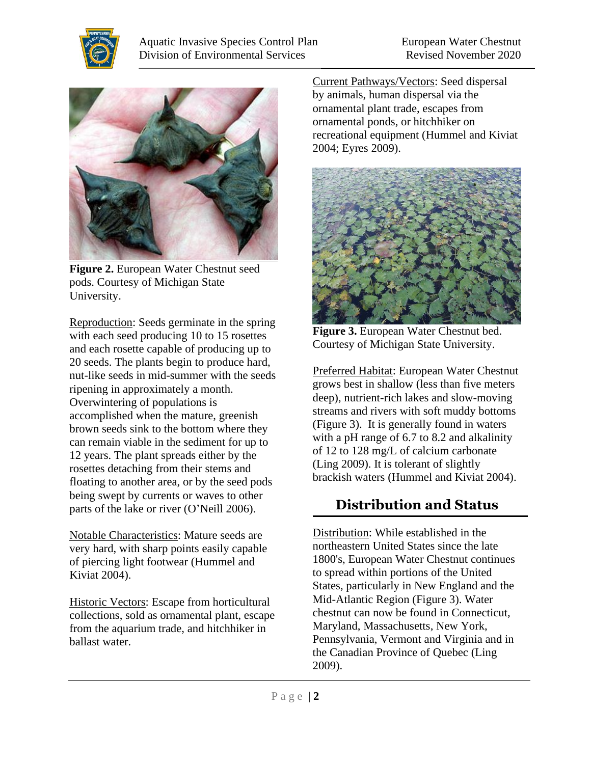Figure 2. European Water Chestnut seed pods. Courtesy of Michigan State University.

Reproduction: Seeds germinate in the spring with each seed producing 10 to 15 rosettes and each rosette capable of producing up to 20 seeds. The plants begin to produce hard, nut-like seeds in mid-summer with the seeds ripening in approximately a month. Overwintering of populations is accomplished when the mature, greenish brown seeds sink to the bottom where they can remain viable in the sediment for up to 12 years. The plant spreads either by the rosettes detaching from their stems and floating to another area, or by the seed pods being swept by currents or waves to other parts of the lake or river (O'Neill 2006).

Notable Characteristics: Mature seeds are very hard, with sharp points easily capable of piercing light footwear (Hummel and Kiviat 2004).

Historic Vectors: Escape from horticultural collections, sold as ornamental plant, escape from the aquarium trade, and hitchhiker in ballast water.

Current Pathways/Vectors: Seed dispersal by animals, human dispersal via the ornamental plant trade, escapes from ornamental ponds, or hitchhiker on recreational equipment (Hummel and Kiviat 2004; Eyres 2009).

Figure 3. European Water Chestnut bed. Courtesy of Michigan State University.

Preferred Habitat: European Water Chestnut grows best in shallow (less than five meters deep), nutrient-rich lakes and slow-moving streams and rivers with soft muddy bottoms (Figure 3). It is generally found in waters with a pH range of 6.7 to 8.2 and alkalinity of 12 to 128 mg/L of calcium carbonate (Ling 2009). It is tolerant of slightly brackish waters (Hummel and Kiviat 2004).

## Distribution and Status

Distribution: While established in the northeastern United States since the late 1800's, European Water Chestnut continues to spread within portions of the United States, particularly in New England and the Mid-Atlantic Region (Figure 3). Water chestnut can now be found in Connecticut, Maryland, Massachusetts, New York, Pennsylvania, Vermont and Virginia and in the Canadian Province of Quebec (Ling 2009).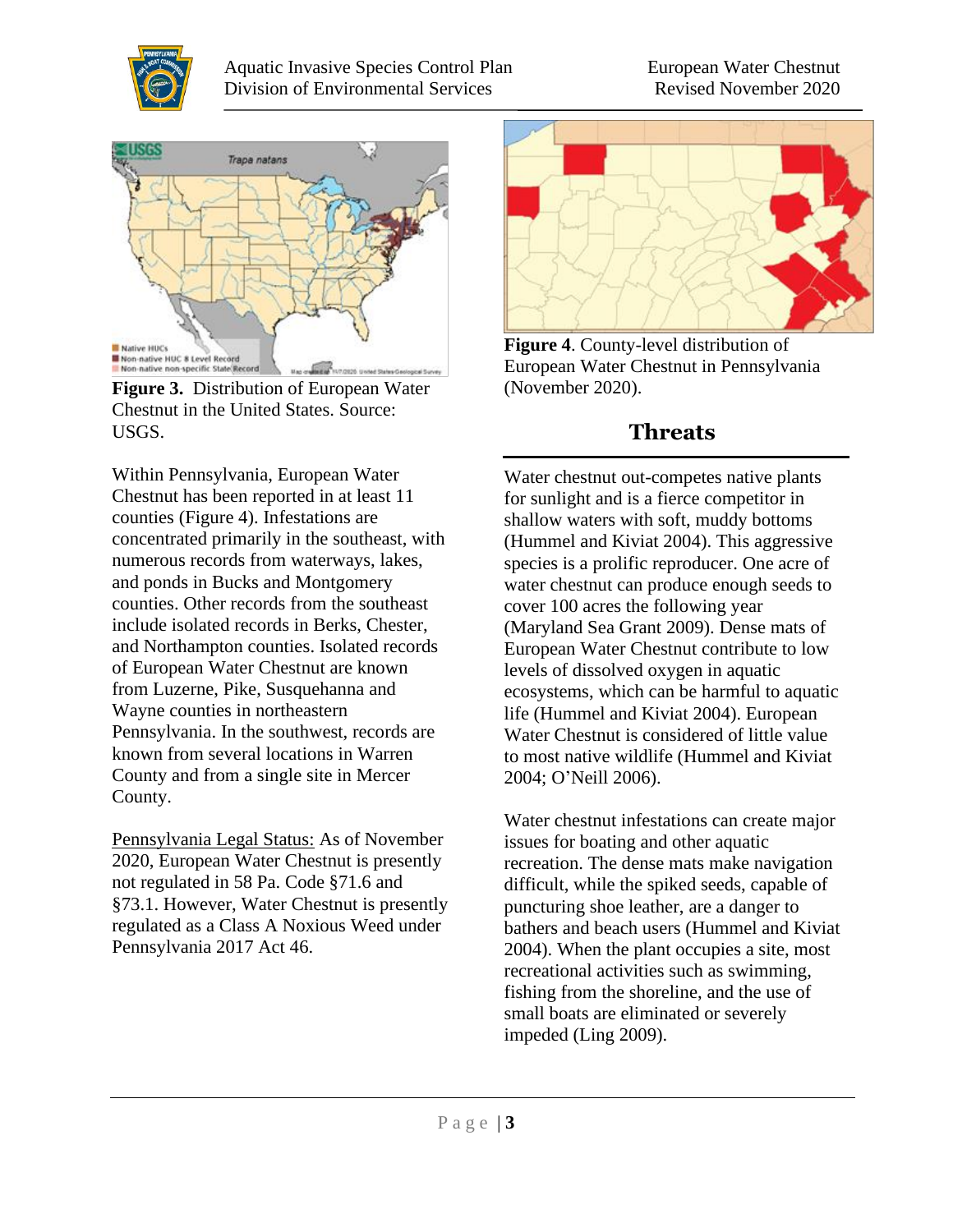**Figure 3.** Distribution of European Water Chestnut in the United States. Source: USGS.

**Figure 4**. County-level distribution of European Water Chestnut in Pennsylvania (November 2020).

Within Pennsylvania, European Water Chestnut has been reported in at least 11 counties (Figure 4). Infestations are concentrated primarily in the southeast, with numerous records from waterways, lakes, and ponds in Bucks and Montgomery counties. Other records from the southeast include isolated records in Berks, Chester, and Northampton counties. Isolated records of European Water Chestnut are known from Luzerne, Pike, Susquehanna and Wayne counties in northeastern Pennsylvania. In the southwest, records are known from several locations in Warren County and from a single site in Mercer County.

Pennsylvania Legal Status: As of November 2020, European Water Chestnut is presently not regulated in 58 Pa. Code §71.6 and §73.1. However, Water Chestnut is presently regulated as a Class A Noxious Weed under Pennsylvania 2017 Act 46.

## Threats

Water chestnut out-competes native plants for sunlight and is a fierce competitor in shallow waters with soft, muddy bottoms (Hummel and Kiviat 2004). This aggressive species is a prolific reproducer. One acre of water chestnut can produce enough seeds to cover 100 acres the following year (Maryland Sea Grant 2009). Dense mats of European Water Chestnut contribute to low levels of dissolved oxygen in aquatic ecosystems, which can be harmful to aquatic life (Hummel and Kiviat 2004). European Water Chestnut is considered of little value to most native wildlife (Hummel and Kiviat 2004; O'Neill 2006).

Water chestnut infestations can create major issues for boating and other aquatic recreation. The dense mats make navigation difficult, while the spiked seeds, capable of puncturing shoe leather, are a danger to bathers and beach users (Hummel and Kiviat 2004). When the plant occupies a site, most recreational activities such as swimming, fishing from the shoreline, and the use of small boats are eliminated or severely impeded (Ling 2009).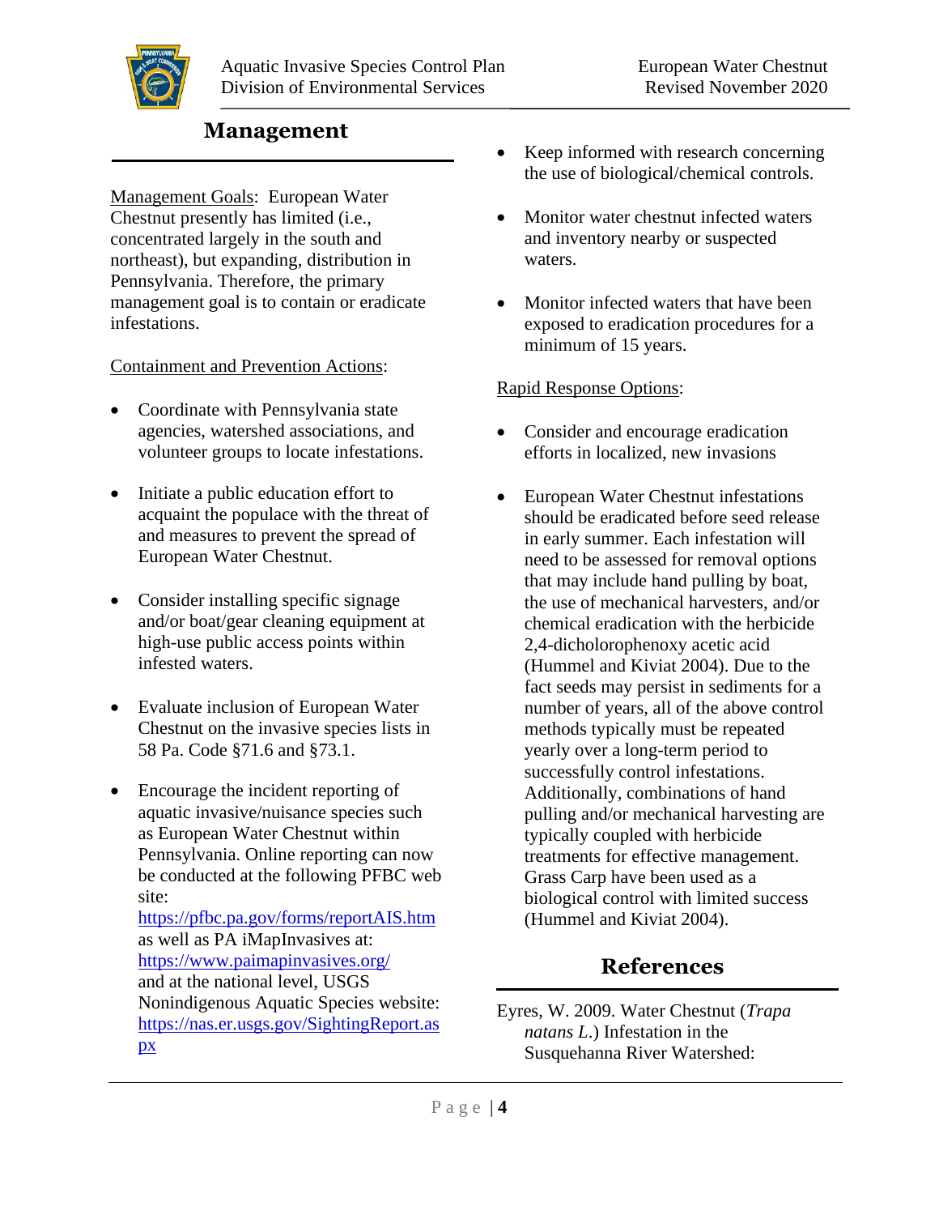## Management

Management Goals: European Water Chestnut presently has limited (i.e., concentrated largely in the south and northeast), but expanding, distribution in Pennsylvania. Therefore, the primary management goal is to contain or eradicate infestations.

Containment and Prevention Actions:

- Coordinate with Pennsylvania state agencies, watershed associations, and volunteer groups to locate infestations.
- Initiate a public education effort to acquaint the populace with the threat of and measures to prevent the spread of European Water Chestnut.
- Consider installing specific signage and/or boat/gear cleaning equipment at high-use public access points within infested waters.
- Evaluate inclusion of European Water Chestnut on the invasive species lists in 58 Pa. Code §71.6 and §73.1.
- Encourage the incident reporting of aquatic invasive/nuisance species such as European Water Chestnut within Pennsylvania. Online reporting can now be conducted at the following PFBC web site: https://pfbc.pa.gov/forms/reportAIS.htm as well as PA iMapInvasives at: https://www.paimapinvasives.org/ and at the national level, USGS Nonindigenous Aquatic Species website: https://nas.er.usgs.gov/SightingReport.aspx
- Keep informed with research concerning the use of biological/chemical controls.
- Monitor water chestnut infected waters and inventory nearby or suspected waters.
- Monitor infected waters that have been exposed to eradication procedures for a minimum of 15 years.

Rapid Response Options:

- Consider and encourage eradication efforts in localized, new invasions
- European Water Chestnut infestations should be eradicated before seed release in early summer. Each infestation will need to be assessed for removal options that may include hand pulling by boat, the use of mechanical harvesters, and/or chemical eradication with the herbicide 2,4-dicholorophenoxy acetic acid (Hummel and Kiviat 2004). Due to the fact seeds may persist in sediments for a number of years, all of the above control methods typically must be repeated yearly over a long-term period to successfully control infestations. Additionally, combinations of hand pulling and/or mechanical harvesting are typically coupled with herbicide treatments for effective management. Grass Carp have been used as a biological control with limited success (Hummel and Kiviat 2004).

## References

Eyres, W. 2009. Water Chestnut (*Trapa natans L*.) Infestation in the Susquehanna River Watershed: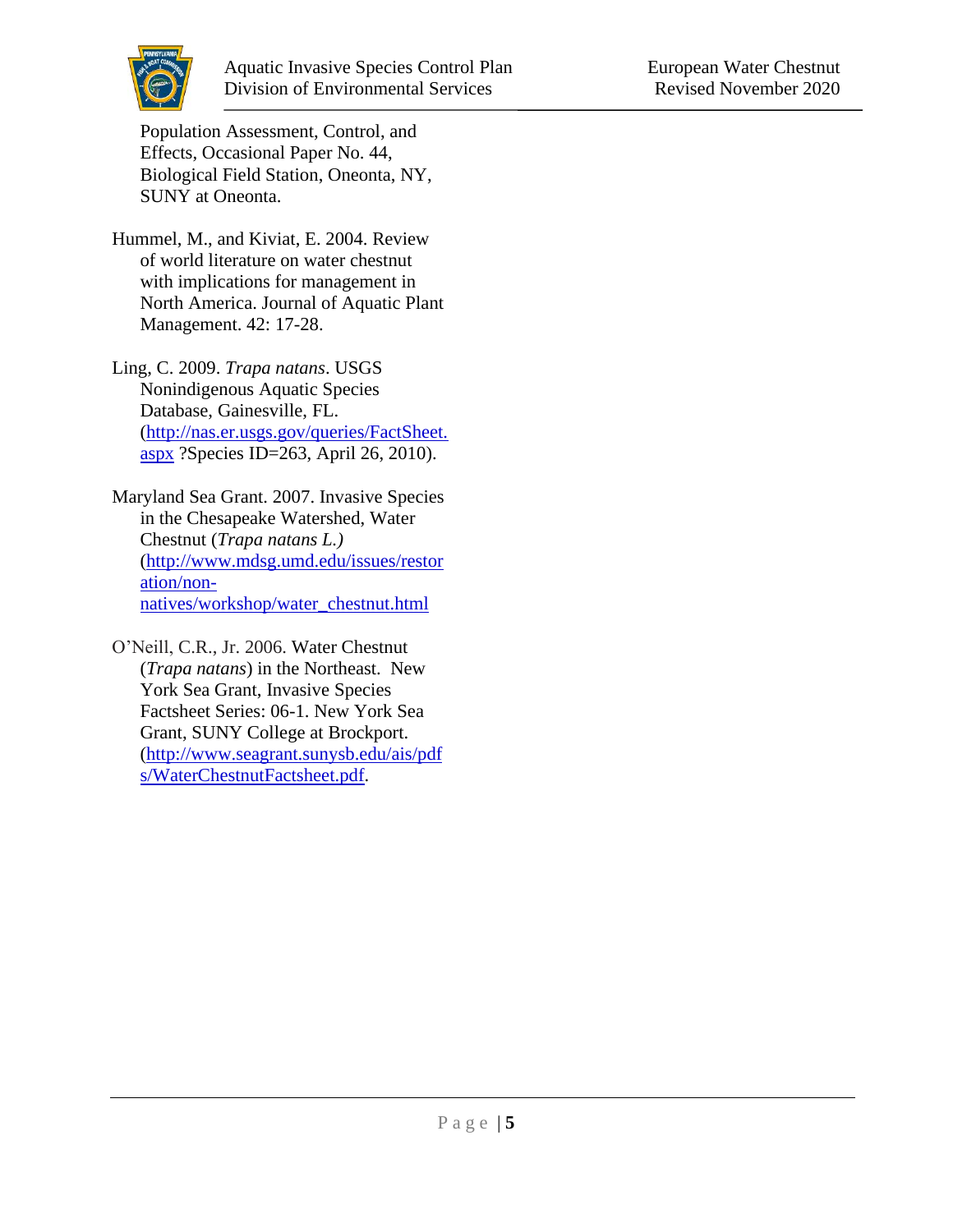Population Assessment, Control, and Effects, Occasional Paper No. 44, Biological Field Station, Oneonta, NY, SUNY at Oneonta.

Hummel, M., and Kiviat, E. 2004. Review of world literature on water chestnut with implications for management in North America. Journal of Aquatic Plant Management. 42: 17-28.

Ling, C. 2009. *Trapa natans*. USGS Nonindigenous Aquatic Species Database, Gainesville, FL. (http://nas.er.usgs.gov/queries/FactSheet.aspx ?Species ID=263, April 26, 2010).

Maryland Sea Grant. 2007. Invasive Species in the Chesapeake Watershed, Water Chestnut (*Trapa natans L.)* (http://www.mdsg.umd.edu/issues/restoration/non-natives/workshop/water_chestnut.html

O'Neill, C.R., Jr. 2006. Water Chestnut (*Trapa natans*) in the Northeast. New York Sea Grant, Invasive Species Factsheet Series: 06-1. New York Sea Grant, SUNY College at Brockport. (http://www.seagrant.sunysb.edu/ais/pdfs/WaterChestnutFactsheet.pdf.